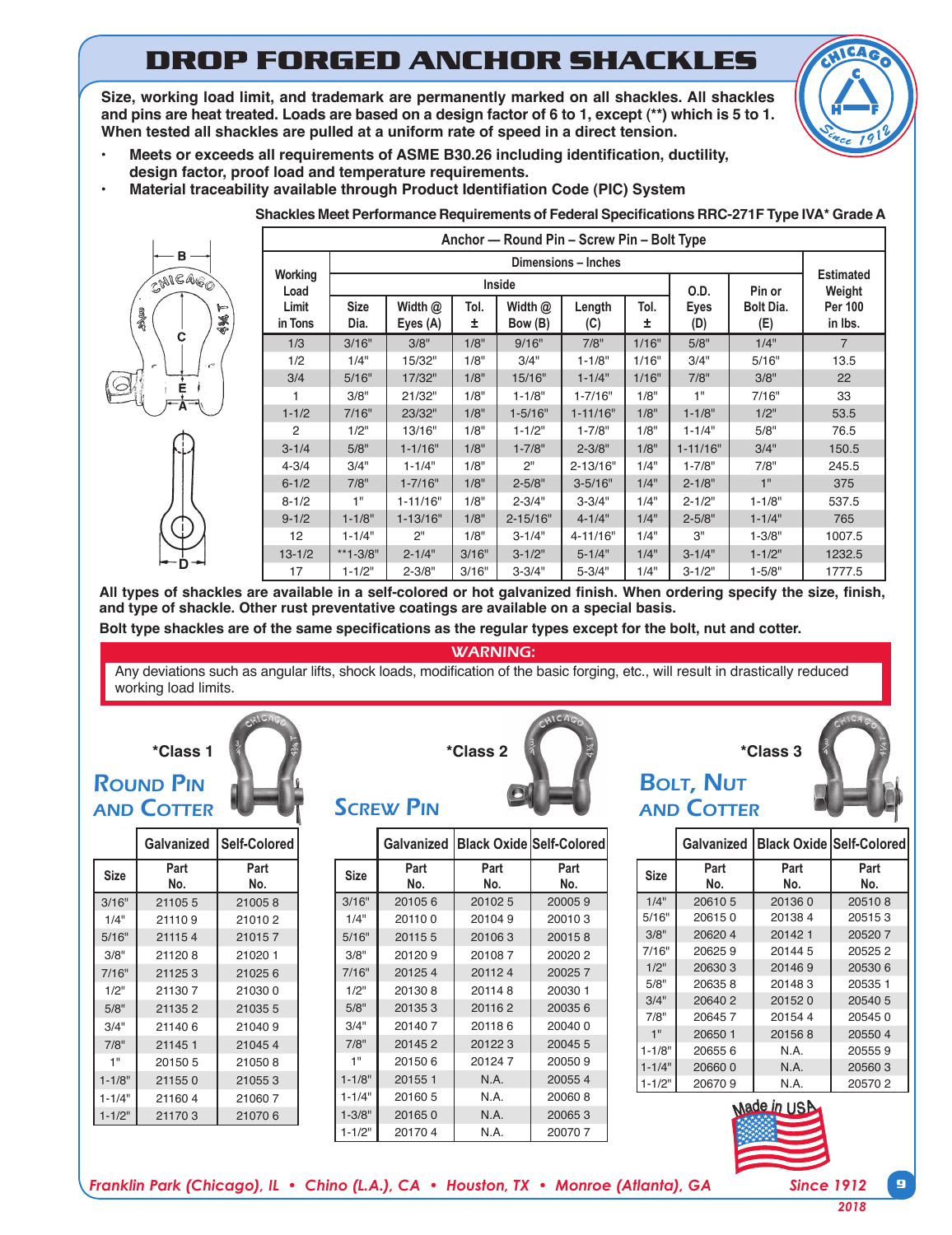# DROP FORGED ANCHOR SHACKLES

**Size, working load limit, and trademark are permanently marked on all shackles. All shackles and pins are heat treated. Loads are based on a design factor of 6 to 1, except (**) which is 5 to 1. When tested all shackles are pulled at a uniform rate of speed in a direct tension.**

- **Meets or exceeds all requirements of ASME B30.26 including identification, ductility, design factor, proof load and temperature requirements.**
- **Material traceability available through Product Identifiation Code (PIC) System**

**Shackles Meet Performance Requirements of Federal Specifications RRC-271F Type IVA* Grade A**

| Anchor — Round Pin – Screw Pin – Bolt Type | | | | | | | | | |
|---|---|---|---|---|---|---|---|---|---|
| Working Load Limit in Tons | Dimensions – Inches | | | | | | | | Estimated Weight Per 100 in lbs. |
| | Inside | | | | | | O.D. Eyes (D) | Pin or Bolt Dia. (E) | |
| | Size Dia. | Width @ Eyes (A) | Tol. ± | Width @ Bow (B) | Length (C) | Tol. ± | | | |
| 1/3 | 3/16" | 3/8" | 1/8" | 9/16" | 7/8" | 1/16" | 5/8" | 1/4" | 7 |
| 1/2 | 1/4" | 15/32" | 1/8" | 3/4" | 1-1/8" | 1/16" | 3/4" | 5/16" | 13.5 |
| 3/4 | 5/16" | 17/32" | 1/8" | 15/16" | 1-1/4" | 1/16" | 7/8" | 3/8" | 22 |
| 1 | 3/8" | 21/32" | 1/8" | 1-1/8" | 1-7/16" | 1/8" | 1" | 7/16" | 33 |
| 1-1/2 | 7/16" | 23/32" | 1/8" | 1-5/16" | 1-11/16" | 1/8" | 1-1/8" | 1/2" | 53.5 |
| 2 | 1/2" | 13/16" | 1/8" | 1-1/2" | 1-7/8" | 1/8" | 1-1/4" | 5/8" | 76.5 |
| 3-1/4 | 5/8" | 1-1/16" | 1/8" | 1-7/8" | 2-3/8" | 1/8" | 1-11/16" | 3/4" | 150.5 |
| 4-3/4 | 3/4" | 1-1/4" | 1/8" | 2" | 2-13/16" | 1/4" | 1-7/8" | 7/8" | 245.5 |
| 6-1/2 | 7/8" | 1-7/16" | 1/8" | 2-5/8" | 3-5/16" | 1/4" | 2-1/8" | 1" | 375 |
| 8-1/2 | 1" | 1-11/16" | 1/8" | 2-3/4" | 3-3/4" | 1/4" | 2-1/2" | 1-1/8" | 537.5 |
| 9-1/2 | 1-1/8" | 1-13/16" | 1/8" | 2-15/16" | 4-1/4" | 1/4" | 2-5/8" | 1-1/4" | 765 |
| 12 | 1-1/4" | 2" | 1/8" | 3-1/4" | 4-11/16" | 1/4" | 3" | 1-3/8" | 1007.5 |
| 13-1/2 | **1-3/8" | 2-1/4" | 3/16" | 3-1/2" | 5-1/4" | 1/4" | 3-1/4" | 1-1/2" | 1232.5 |
| 17 | 1-1/2" | 2-3/8" | 3/16" | 3-3/4" | 5-3/4" | 1/4" | 3-1/2" | 1-5/8" | 1777.5 |

**All types of shackles are available in a self-colored or hot galvanized finish. When ordering specify the size, finish, and type of shackle. Other rust preventative coatings are available on a special basis.**

**Bolt type shackles are of the same specifications as the regular types except for the bolt, nut and cotter.**

**WARNING:**
Any deviations such as angular lifts, shock loads, modification of the basic forging, etc., will result in drastically reduced working load limits.

## *Class 1 — Round Pin and Cotter

| Size | Galvanized Part No. | Self-Colored Part No. |
|---|---|---|
| 3/16" | 21105 5 | 21005 8 |
| 1/4" | 21110 9 | 21010 2 |
| 5/16" | 21115 4 | 21015 7 |
| 3/8" | 21120 8 | 21020 1 |
| 7/16" | 21125 3 | 21025 6 |
| 1/2" | 21130 7 | 21030 0 |
| 5/8" | 21135 2 | 21035 5 |
| 3/4" | 21140 6 | 21040 9 |
| 7/8" | 21145 1 | 21045 4 |
| 1" | 20150 5 | 21050 8 |
| 1-1/8" | 21155 0 | 21055 3 |
| 1-1/4" | 21160 4 | 21060 7 |
| 1-1/2" | 21170 3 | 21070 6 |

## *Class 2 — Screw Pin

| Size | Galvanized Part No. | Black Oxide Part No. | Self-Colored Part No. |
|---|---|---|---|
| 3/16" | 20105 6 | 20102 5 | 20005 9 |
| 1/4" | 20110 0 | 20104 9 | 20010 3 |
| 5/16" | 20115 5 | 20106 3 | 20015 8 |
| 3/8" | 20120 9 | 20108 7 | 20020 2 |
| 7/16" | 20125 4 | 20112 4 | 20025 7 |
| 1/2" | 20130 8 | 20114 8 | 20030 1 |
| 5/8" | 20135 3 | 20116 2 | 20035 6 |
| 3/4" | 20140 7 | 20118 6 | 20040 0 |
| 7/8" | 20145 2 | 20122 3 | 20045 5 |
| 1" | 20150 6 | 20124 7 | 20050 9 |
| 1-1/8" | 20155 1 | N.A. | 20055 4 |
| 1-1/4" | 20160 5 | N.A. | 20060 8 |
| 1-3/8" | 20165 0 | N.A. | 20065 3 |
| 1-1/2" | 20170 4 | N.A. | 20070 7 |

## *Class 3 — Bolt, Nut and Cotter

| Size | Galvanized Part No. | Black Oxide Part No. | Self-Colored Part No. |
|---|---|---|---|
| 1/4" | 20610 5 | 20136 0 | 20510 8 |
| 5/16" | 20615 0 | 20138 4 | 20515 3 |
| 3/8" | 20620 4 | 20142 1 | 20520 7 |
| 7/16" | 20625 9 | 20144 5 | 20525 2 |
| 1/2" | 20630 3 | 20146 9 | 20530 6 |
| 5/8" | 20635 8 | 20148 3 | 20535 1 |
| 3/4" | 20640 2 | 20152 0 | 20540 5 |
| 7/8" | 20645 7 | 20154 4 | 20545 0 |
| 1" | 20650 1 | 20156 8 | 20550 4 |
| 1-1/8" | 20655 6 | N.A. | 20555 9 |
| 1-1/4" | 20660 0 | N.A. | 20560 3 |
| 1-1/2" | 20670 9 | N.A. | 20570 2 |

Made in USA

*Franklin Park (Chicago), IL • Chino (L.A.), CA • Houston, TX • Monroe (Atlanta), GA* — *Since 1912*

2018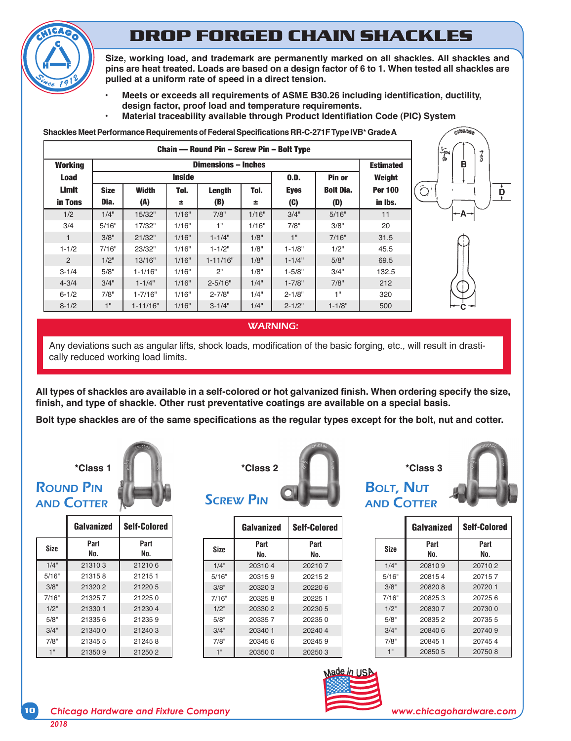# DROP FORGED CHAIN SHACKLES

**Size, working load, and trademark are permanently marked on all shackles. All shackles and pins are heat treated. Loads are based on a design factor of 6 to 1. When tested all shackles are pulled at a uniform rate of speed in a direct tension.**

- **Meets or exceeds all requirements of ASME B30.26 including identification, ductility, design factor, proof load and temperature requirements.**
- **Material traceability available through Product Identifiation Code (PIC) System**

**Shackles Meet Performance Requirements of Federal Specifications RR-C-271F Type IVB* Grade A**

**Chain — Round Pin – Screw Pin – Bolt Type**

| Working Load Limit in Tons | Dimensions – Inches | | | | | | | Estimated Weight Per 100 in lbs. |
|---|---|---|---|---|---|---|---|---|
| | Inside | | | | | O.D. Eyes (C) | Pin or Bolt Dia. (D) | |
| | Size Dia. | Width (A) | Tol. ± | Length (B) | Tol. ± | | | |
| 1/2 | 1/4" | 15/32" | 1/16" | 7/8" | 1/16" | 3/4" | 5/16" | 11 |
| 3/4 | 5/16" | 17/32" | 1/16" | 1" | 1/16" | 7/8" | 3/8" | 20 |
| 1 | 3/8" | 21/32" | 1/16" | 1-1/4" | 1/8" | 1" | 7/16" | 31.5 |
| 1-1/2 | 7/16" | 23/32" | 1/16" | 1-1/2" | 1/8" | 1-1/8" | 1/2" | 45.5 |
| 2 | 1/2" | 13/16" | 1/16" | 1-11/16" | 1/8" | 1-1/4" | 5/8" | 69.5 |
| 3-1/4 | 5/8" | 1-1/16" | 1/16" | 2" | 1/8" | 1-5/8" | 3/4" | 132.5 |
| 4-3/4 | 3/4" | 1-1/4" | 1/16" | 2-5/16" | 1/4" | 1-7/8" | 7/8" | 212 |
| 6-1/2 | 7/8" | 1-7/16" | 1/16" | 2-7/8" | 1/4" | 2-1/8" | 1" | 320 |
| 8-1/2 | 1" | 1-11/16" | 1/16" | 3-1/4" | 1/4" | 2-1/2" | 1-1/8" | 500 |

**WARNING:**

Any deviations such as angular lifts, shock loads, modification of the basic forging, etc., will result in drastically reduced working load limits.

**All types of shackles are available in a self-colored or hot galvanized finish. When ordering specify the size, finish, and type of shackle. Other rust preventative coatings are available on a special basis.**

**Bolt type shackles are of the same specifications as the regular types except for the bolt, nut and cotter.**

## *Class 1 Round Pin and Cotter

| Size | Galvanized Part No. | Self-Colored Part No. |
|---|---|---|
| 1/4" | 21310 3 | 21210 6 |
| 5/16" | 21315 8 | 21215 1 |
| 3/8" | 21320 2 | 21220 5 |
| 7/16" | 21325 7 | 21225 0 |
| 1/2" | 21330 1 | 21230 4 |
| 5/8" | 21335 6 | 21235 9 |
| 3/4" | 21340 0 | 21240 3 |
| 7/8" | 21345 5 | 21245 8 |
| 1" | 21350 9 | 21250 2 |

## *Class 2 Screw Pin

| Size | Galvanized Part No. | Self-Colored Part No. |
|---|---|---|
| 1/4" | 20310 4 | 20210 7 |
| 5/16" | 20315 9 | 20215 2 |
| 3/8" | 20320 3 | 20220 6 |
| 7/16" | 20325 8 | 20225 1 |
| 1/2" | 20330 2 | 20230 5 |
| 5/8" | 20335 7 | 20235 0 |
| 3/4" | 20340 1 | 20240 4 |
| 7/8" | 20345 6 | 20245 9 |
| 1" | 20350 0 | 20250 3 |

## *Class 3 Bolt, Nut and Cotter

| Size | Galvanized Part No. | Self-Colored Part No. |
|---|---|---|
| 1/4" | 20810 9 | 20710 2 |
| 5/16" | 20815 4 | 20715 7 |
| 3/8" | 20820 8 | 20720 1 |
| 7/16" | 20825 3 | 20725 6 |
| 1/2" | 20830 7 | 20730 0 |
| 5/8" | 20835 2 | 20735 5 |
| 3/4" | 20840 6 | 20740 9 |
| 7/8" | 20845 1 | 20745 4 |
| 1" | 20850 5 | 20750 8 |

Made in USA